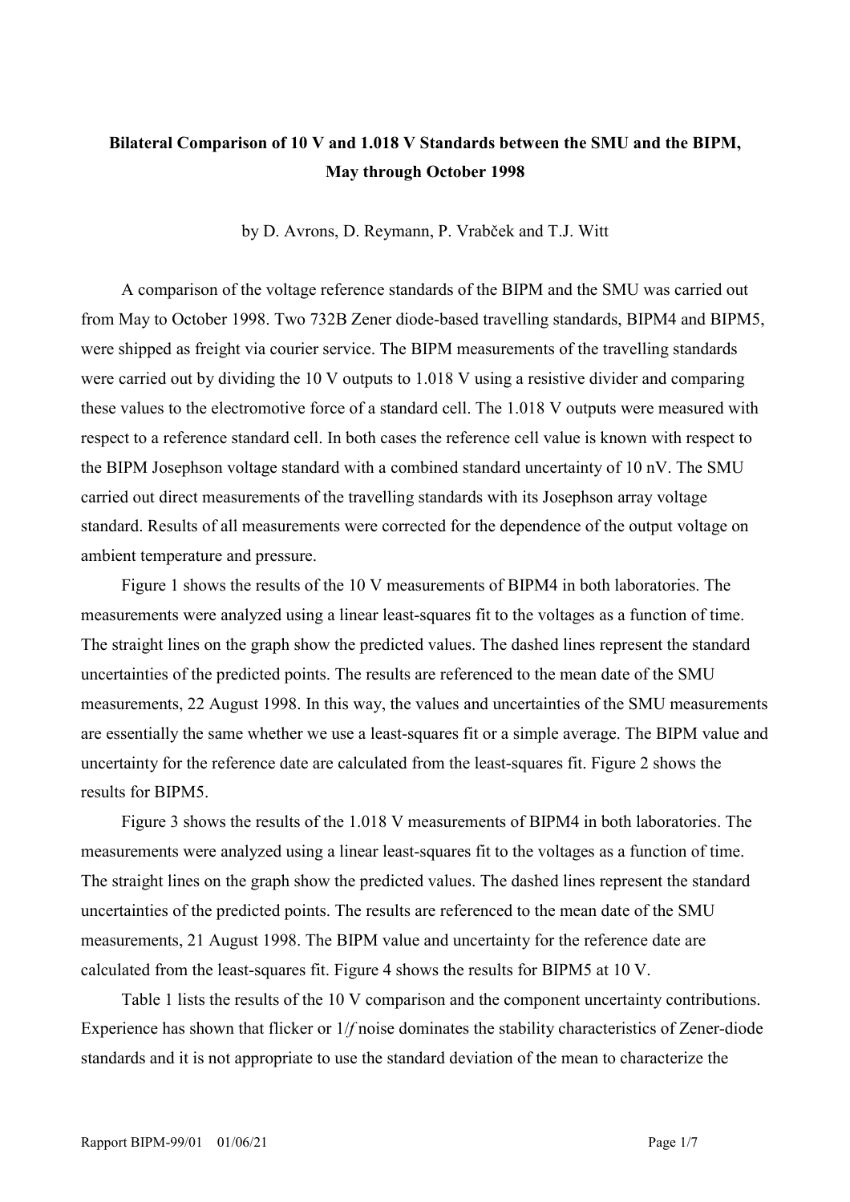**Bilateral Comparison of 10 V and 1.018 V Standards between the SMU and the BIPM, May through October 1998**

by D. Avrons, D. Reymann, P. Vrabček and T.J. Witt

A comparison of the voltage reference standards of the BIPM and the SMU was carried out from May to October 1998. Two 732B Zener diode-based travelling standards, BIPM4 and BIPM5, were shipped as freight via courier service. The BIPM measurements of the travelling standards were carried out by dividing the 10 V outputs to 1.018 V using a resistive divider and comparing these values to the electromotive force of a standard cell. The 1.018 V outputs were measured with respect to a reference standard cell. In both cases the reference cell value is known with respect to the BIPM Josephson voltage standard with a combined standard uncertainty of 10 nV. The SMU carried out direct measurements of the travelling standards with its Josephson array voltage standard. Results of all measurements were corrected for the dependence of the output voltage on ambient temperature and pressure.

Figure 1 shows the results of the 10 V measurements of BIPM4 in both laboratories. The measurements were analyzed using a linear least-squares fit to the voltages as a function of time. The straight lines on the graph show the predicted values. The dashed lines represent the standard uncertainties of the predicted points. The results are referenced to the mean date of the SMU measurements, 22 August 1998. In this way, the values and uncertainties of the SMU measurements are essentially the same whether we use a least-squares fit or a simple average. The BIPM value and uncertainty for the reference date are calculated from the least-squares fit. Figure 2 shows the results for BIPM5.

Figure 3 shows the results of the 1.018 V measurements of BIPM4 in both laboratories. The measurements were analyzed using a linear least-squares fit to the voltages as a function of time. The straight lines on the graph show the predicted values. The dashed lines represent the standard uncertainties of the predicted points. The results are referenced to the mean date of the SMU measurements, 21 August 1998. The BIPM value and uncertainty for the reference date are calculated from the least-squares fit. Figure 4 shows the results for BIPM5 at 10 V.

Table 1 lists the results of the 10 V comparison and the component uncertainty contributions. Experience has shown that flicker or 1/*f* noise dominates the stability characteristics of Zener-diode standards and it is not appropriate to use the standard deviation of the mean to characterize the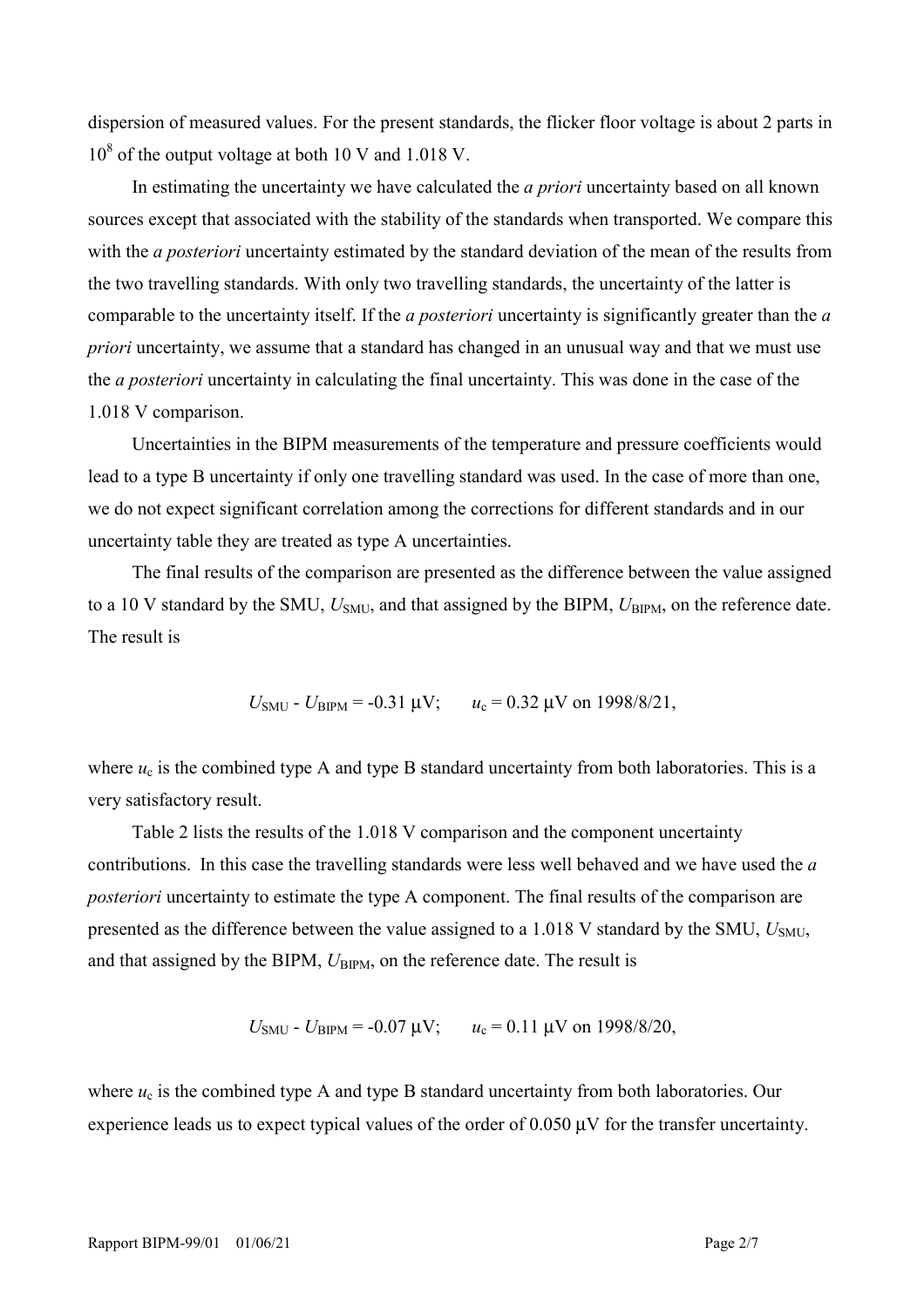dispersion of measured values. For the present standards, the flicker floor voltage is about 2 parts in $10^8$ of the output voltage at both 10 V and 1.018 V.

In estimating the uncertainty we have calculated the *a priori* uncertainty based on all known sources except that associated with the stability of the standards when transported. We compare this with the *a posteriori* uncertainty estimated by the standard deviation of the mean of the results from the two travelling standards. With only two travelling standards, the uncertainty of the latter is comparable to the uncertainty itself. If the *a posteriori* uncertainty is significantly greater than the *a priori* uncertainty, we assume that a standard has changed in an unusual way and that we must use the *a posteriori* uncertainty in calculating the final uncertainty. This was done in the case of the 1.018 V comparison.

Uncertainties in the BIPM measurements of the temperature and pressure coefficients would lead to a type B uncertainty if only one travelling standard was used. In the case of more than one, we do not expect significant correlation among the corrections for different standards and in our uncertainty table they are treated as type A uncertainties.

The final results of the comparison are presented as the difference between the value assigned to a 10 V standard by the SMU, $U_{\mathrm{SMU}}$, and that assigned by the BIPM, $U_{\mathrm{BIPM}}$, on the reference date. The result is

$$U_{\mathrm{SMU}} - U_{\mathrm{BIPM}} = -0.31\ \mu\mathrm{V}; \qquad u_{\mathrm{c}} = 0.32\ \mu\mathrm{V} \text{ on } 1998/8/21,$$

where $u_{\mathrm{c}}$ is the combined type A and type B standard uncertainty from both laboratories. This is a very satisfactory result.

Table 2 lists the results of the 1.018 V comparison and the component uncertainty contributions. In this case the travelling standards were less well behaved and we have used the *a posteriori* uncertainty to estimate the type A component. The final results of the comparison are presented as the difference between the value assigned to a 1.018 V standard by the SMU, $U_{\mathrm{SMU}}$, and that assigned by the BIPM, $U_{\mathrm{BIPM}}$, on the reference date. The result is

$$U_{\mathrm{SMU}} - U_{\mathrm{BIPM}} = -0.07\ \mu\mathrm{V}; \qquad u_{\mathrm{c}} = 0.11\ \mu\mathrm{V} \text{ on } 1998/8/20,$$

where $u_{\mathrm{c}}$ is the combined type A and type B standard uncertainty from both laboratories. Our experience leads us to expect typical values of the order of 0.050 μV for the transfer uncertainty.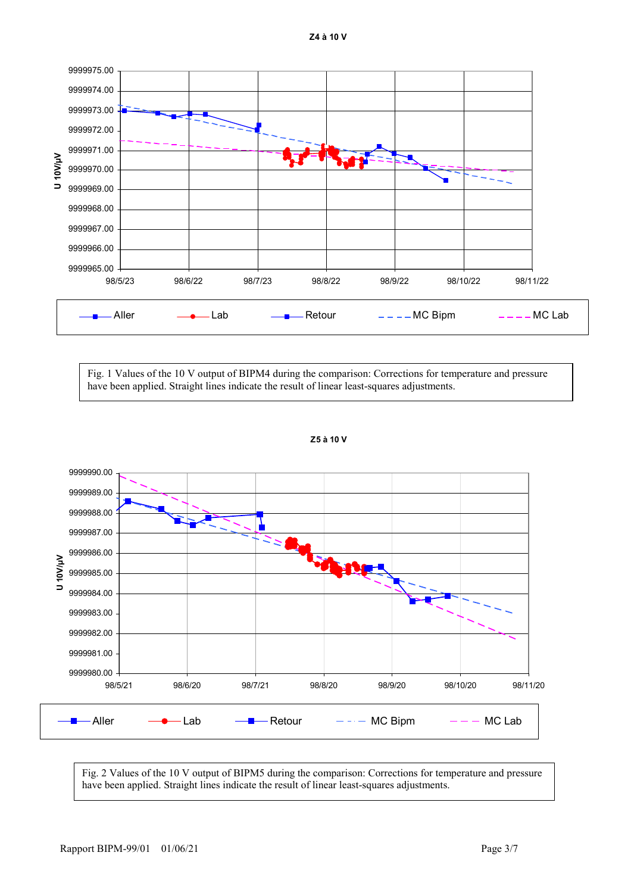Z4 à 10 V

Fig. 1 Values of the 10 V output of BIPM4 during the comparison: Corrections for temperature and pressure have been applied. Straight lines indicate the result of linear least-squares adjustments.

Z5 à 10 V

Fig. 2 Values of the 10 V output of BIPM5 during the comparison: Corrections for temperature and pressure have been applied. Straight lines indicate the result of linear least-squares adjustments.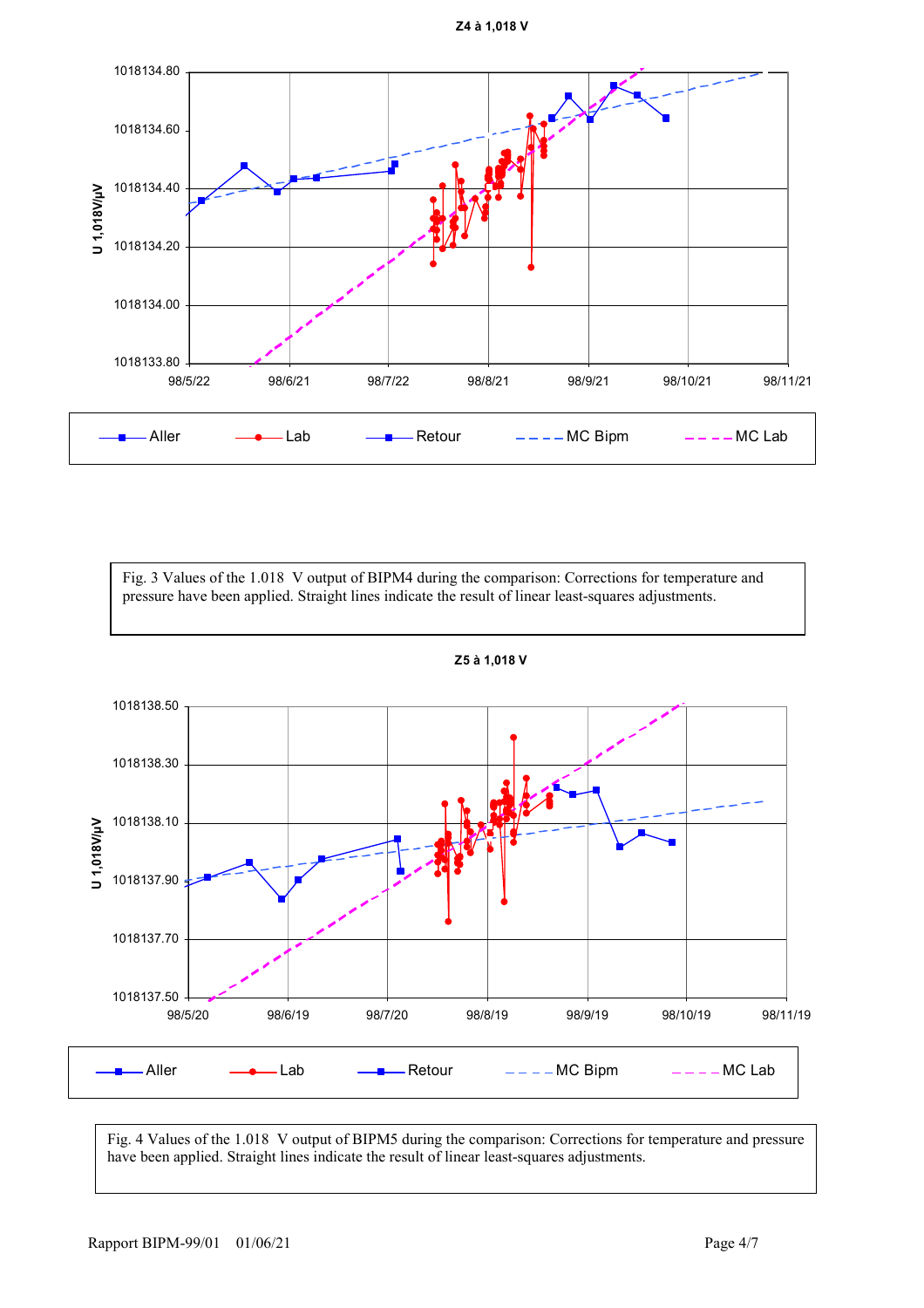Z4 à 1,018 V

U 1,018V/µV

1018134.80
1018134.60
1018134.40
1018134.20
1018134.00
1018133.80

98/5/22 98/6/21 98/7/22 98/8/21 98/9/21 98/10/21 98/11/21

Aller Lab Retour MC Bipm MC Lab

Fig. 3 Values of the 1.018 V output of BIPM4 during the comparison: Corrections for temperature and pressure have been applied. Straight lines indicate the result of linear least-squares adjustments.

Z5 à 1,018 V

U 1,018V/µV

1018138.50
1018138.30
1018138.10
1018137.90
1018137.70
1018137.50

98/5/20 98/6/19 98/7/20 98/8/19 98/9/19 98/10/19 98/11/19

Aller Lab Retour MC Bipm MC Lab

Fig. 4 Values of the 1.018 V output of BIPM5 during the comparison: Corrections for temperature and pressure have been applied. Straight lines indicate the result of linear least-squares adjustments.

Rapport BIPM-99/01 01/06/21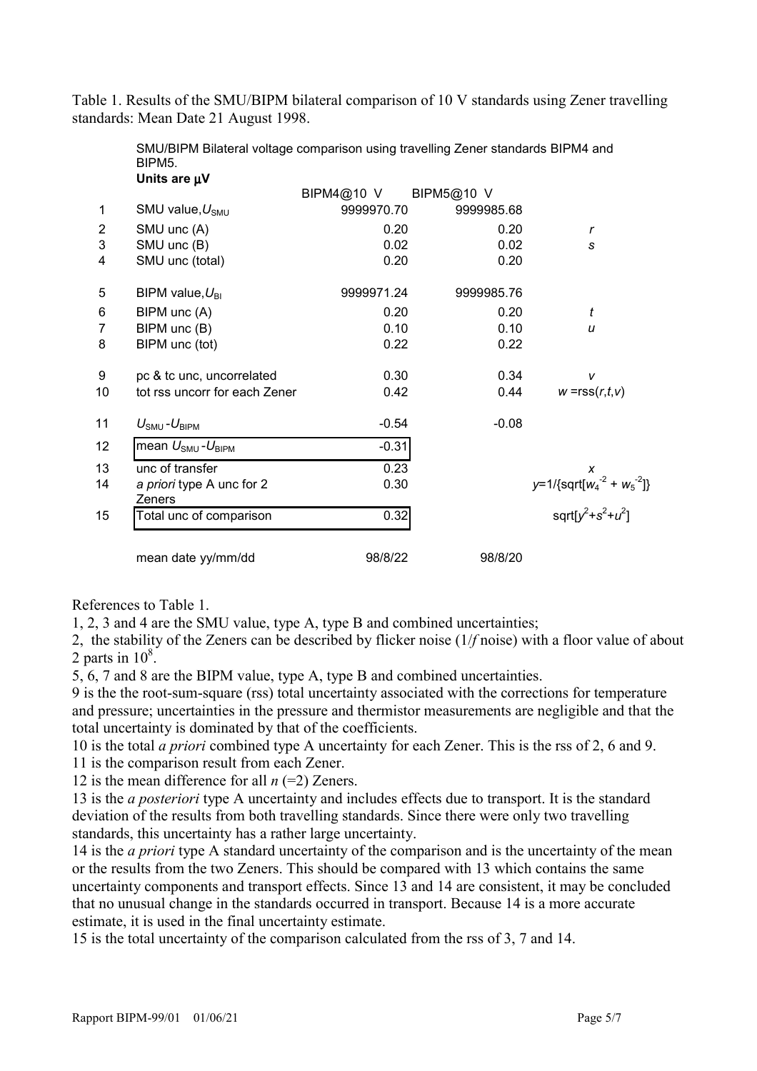Table 1. Results of the SMU/BIPM bilateral comparison of 10 V standards using Zener travelling standards: Mean Date 21 August 1998.

SMU/BIPM Bilateral voltage comparison using travelling Zener standards BIPM4 and BIPM5.

**Units are μV**

| | | BIPM4@10 V | BIPM5@10 V | |
|---|---|---|---|---|
| 1 | SMU value, $U_{SMU}$ | 9999970.70 | 9999985.68 | |
| 2 | SMU unc (A) | 0.20 | 0.20 | *r* |
| 3 | SMU unc (B) | 0.02 | 0.02 | *s* |
| 4 | SMU unc (total) | 0.20 | 0.20 | |
| 5 | BIPM value, $U_{BI}$ | 9999971.24 | 9999985.76 | |
| 6 | BIPM unc (A) | 0.20 | 0.20 | *t* |
| 7 | BIPM unc (B) | 0.10 | 0.10 | *u* |
| 8 | BIPM unc (tot) | 0.22 | 0.22 | |
| 9 | pc & tc unc, uncorrelated | 0.30 | 0.34 | *v* |
| 10 | tot rss uncorr for each Zener | 0.42 | 0.44 | $w = \mathrm{rss}(r,t,v)$ |
| 11 | $U_{SMU} - U_{BIPM}$ | -0.54 | -0.08 | |
| 12 | mean $U_{SMU} - U_{BIPM}$ | -0.31 | | |
| 13 | unc of transfer | 0.23 | | *x* |
| 14 | *a priori* type A unc for 2 Zeners | 0.30 | | $y = 1/\{\mathrm{sqrt}[w_4^{-2} + w_5^{-2}]\}$ |
| 15 | Total unc of comparison | 0.32 | | $\mathrm{sqrt}[y^2+s^2+u^2]$ |
| | mean date yy/mm/dd | 98/8/22 | 98/8/20 | |

References to Table 1.

1, 2, 3 and 4 are the SMU value, type A, type B and combined uncertainties;

2, the stability of the Zeners can be described by flicker noise (1/*f* noise) with a floor value of about 2 parts in $10^8$.

5, 6, 7 and 8 are the BIPM value, type A, type B and combined uncertainties.

9 is the the root-sum-square (rss) total uncertainty associated with the corrections for temperature and pressure; uncertainties in the pressure and thermistor measurements are negligible and that the total uncertainty is dominated by that of the coefficients.

10 is the total *a priori* combined type A uncertainty for each Zener. This is the rss of 2, 6 and 9.

11 is the comparison result from each Zener.

12 is the mean difference for all *n* (=2) Zeners.

13 is the *a posteriori* type A uncertainty and includes effects due to transport. It is the standard deviation of the results from both travelling standards. Since there were only two travelling standards, this uncertainty has a rather large uncertainty.

14 is the *a priori* type A standard uncertainty of the comparison and is the uncertainty of the mean or the results from the two Zeners. This should be compared with 13 which contains the same uncertainty components and transport effects. Since 13 and 14 are consistent, it may be concluded that no unusual change in the standards occurred in transport. Because 14 is a more accurate estimate, it is used in the final uncertainty estimate.

15 is the total uncertainty of the comparison calculated from the rss of 3, 7 and 14.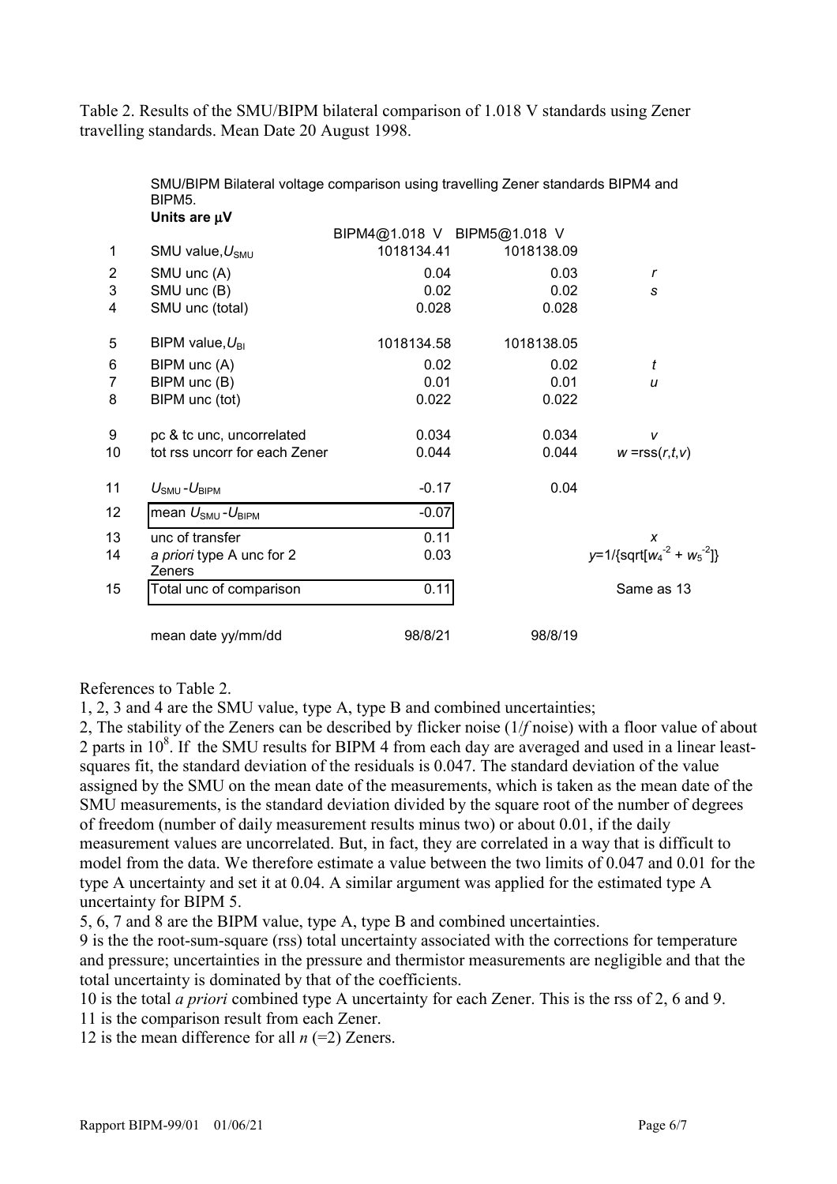Table 2. Results of the SMU/BIPM bilateral comparison of 1.018 V standards using Zener travelling standards. Mean Date 20 August 1998.

SMU/BIPM Bilateral voltage comparison using travelling Zener standards BIPM4 and BIPM5.
**Units are μV**

| | | BIPM4@1.018 V | BIPM5@1.018 V | |
|---|---|---|---|---|
| 1 | SMU value, $U_{SMU}$ | 1018134.41 | 1018138.09 | |
| 2 | SMU unc (A) | 0.04 | 0.03 | *r* |
| 3 | SMU unc (B) | 0.02 | 0.02 | *s* |
| 4 | SMU unc (total) | 0.028 | 0.028 | |
| 5 | BIPM value, $U_{BI}$ | 1018134.58 | 1018138.05 | |
| 6 | BIPM unc (A) | 0.02 | 0.02 | *t* |
| 7 | BIPM unc (B) | 0.01 | 0.01 | *u* |
| 8 | BIPM unc (tot) | 0.022 | 0.022 | |
| 9 | pc & tc unc, uncorrelated | 0.034 | 0.034 | *v* |
| 10 | tot rss uncorr for each Zener | 0.044 | 0.044 | $w$ =rss($r$,$t$,$v$) |
| 11 | $U_{SMU}$ - $U_{BIPM}$ | -0.17 | 0.04 | |
| 12 | mean $U_{SMU}$ - $U_{BIPM}$ | -0.07 | | |
| 13 | unc of transfer | 0.11 | | *x* |
| 14 | *a priori* type A unc for 2 Zeners | 0.03 | | $y$=1/{sqrt[$w_4^{-2}$ + $w_5^{-2}$]} |
| 15 | Total unc of comparison | 0.11 | | Same as 13 |
| | mean date yy/mm/dd | 98/8/21 | 98/8/19 | |

References to Table 2.

1, 2, 3 and 4 are the SMU value, type A, type B and combined uncertainties;

2, The stability of the Zeners can be described by flicker noise (1/*f* noise) with a floor value of about 2 parts in $10^8$. If the SMU results for BIPM 4 from each day are averaged and used in a linear least-squares fit, the standard deviation of the residuals is 0.047. The standard deviation of the value assigned by the SMU on the mean date of the measurements, which is taken as the mean date of the SMU measurements, is the standard deviation divided by the square root of the number of degrees of freedom (number of daily measurement results minus two) or about 0.01, if the daily measurement values are uncorrelated. But, in fact, they are correlated in a way that is difficult to model from the data. We therefore estimate a value between the two limits of 0.047 and 0.01 for the type A uncertainty and set it at 0.04. A similar argument was applied for the estimated type A uncertainty for BIPM 5.

5, 6, 7 and 8 are the BIPM value, type A, type B and combined uncertainties.

9 is the the root-sum-square (rss) total uncertainty associated with the corrections for temperature and pressure; uncertainties in the pressure and thermistor measurements are negligible and that the total uncertainty is dominated by that of the coefficients.

10 is the total *a priori* combined type A uncertainty for each Zener. This is the rss of 2, 6 and 9.

11 is the comparison result from each Zener.

12 is the mean difference for all $n$ (=2) Zeners.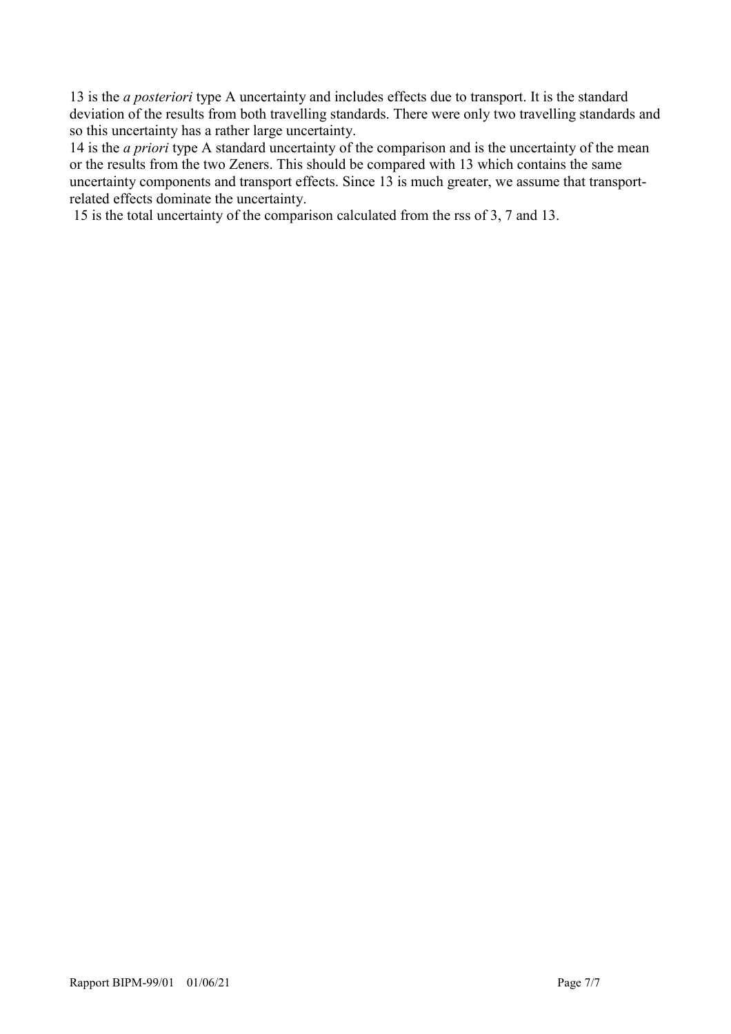13 is the *a posteriori* type A uncertainty and includes effects due to transport. It is the standard deviation of the results from both travelling standards. There were only two travelling standards and so this uncertainty has a rather large uncertainty.

14 is the *a priori* type A standard uncertainty of the comparison and is the uncertainty of the mean or the results from the two Zeners. This should be compared with 13 which contains the same uncertainty components and transport effects. Since 13 is much greater, we assume that transport-related effects dominate the uncertainty.

15 is the total uncertainty of the comparison calculated from the rss of 3, 7 and 13.